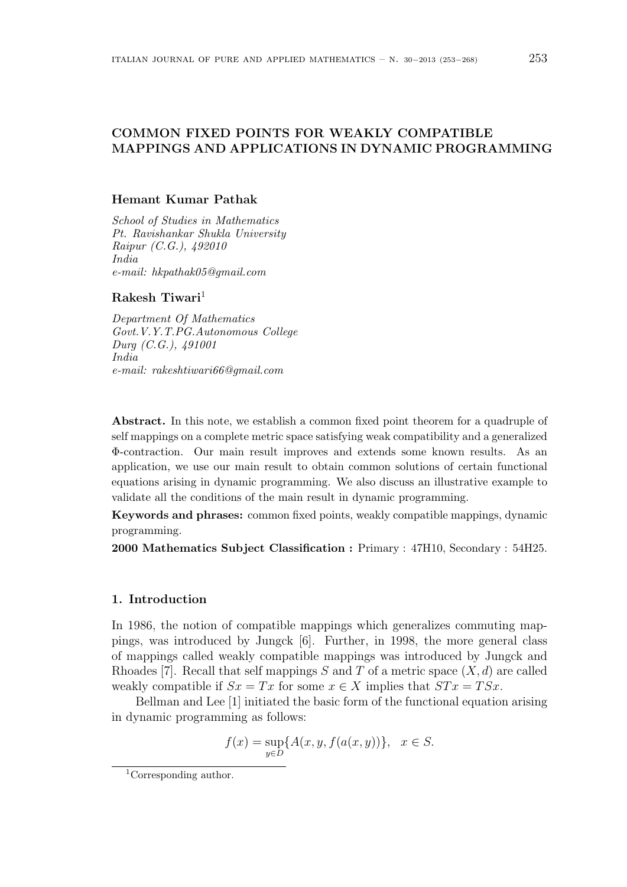# COMMON FIXED POINTS FOR WEAKLY COMPATIBLE MAPPINGS AND APPLICATIONS IN DYNAMIC PROGRAMMING

**Hemant Kumar Pathak**

*School of Studies in Mathematics*
*Pt. Ravishankar Shukla University*
*Raipur (C.G.), 492010*
*India*
*e-mail: hkpathak05@gmail.com*

**Rakesh Tiwari**[1]

*Department Of Mathematics*
*Govt.V.Y.T.PG.Autonomous College*
*Durg (C.G.), 491001*
*India*
*e-mail: rakeshtiwari66@gmail.com*

**Abstract.** In this note, we establish a common fixed point theorem for a quadruple of self mappings on a complete metric space satisfying weak compatibility and a generalized $\Phi$-contraction. Our main result improves and extends some known results. As an application, we use our main result to obtain common solutions of certain functional equations arising in dynamic programming. We also discuss an illustrative example to validate all the conditions of the main result in dynamic programming.

**Keywords and phrases:** common fixed points, weakly compatible mappings, dynamic programming.

**2000 Mathematics Subject Classification :** Primary : 47H10, Secondary : 54H25.

## 1. Introduction

In 1986, the notion of compatible mappings which generalizes commuting mappings, was introduced by Jungck [6]. Further, in 1998, the more general class of mappings called weakly compatible mappings was introduced by Jungck and Rhoades [7]. Recall that self mappings $S$ and $T$ of a metric space $(X, d)$ are called weakly compatible if $Sx = Tx$ for some $x \in X$ implies that $STx = TSx$.

Bellman and Lee [1] initiated the basic form of the functional equation arising in dynamic programming as follows:

$$f(x) = \sup_{y \in D}\{A(x, y, f(a(x, y)))\}, \quad x \in S.$$

[1] Corresponding author.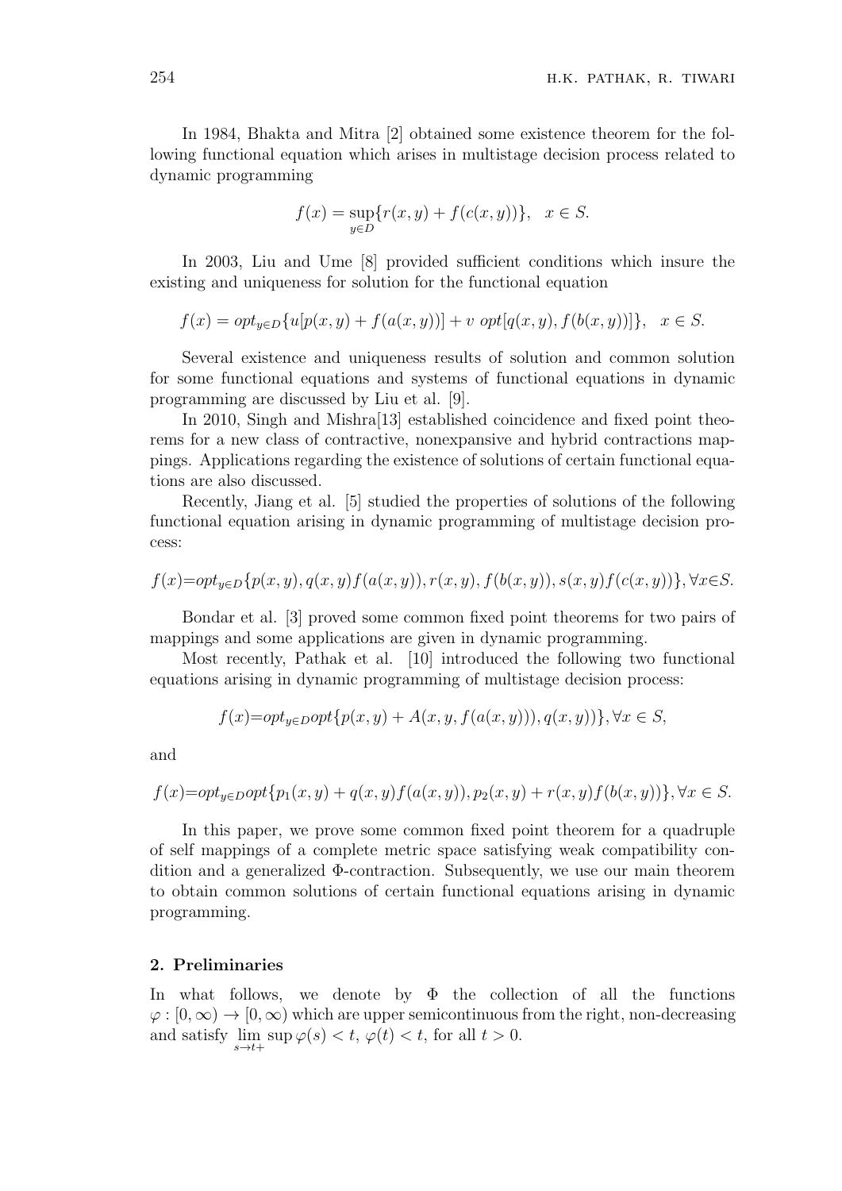In 1984, Bhakta and Mitra [2] obtained some existence theorem for the following functional equation which arises in multistage decision process related to dynamic programming

$$f(x) = \sup_{y \in D}\{r(x, y) + f(c(x, y))\}, \quad x \in S.$$

In 2003, Liu and Ume [8] provided sufficient conditions which insure the existing and uniqueness for solution for the functional equation

$$f(x) = opt_{y\in D}\{u[p(x, y) + f(a(x, y))] + v \; opt[q(x, y), f(b(x, y))]\}, \quad x \in S.$$

Several existence and uniqueness results of solution and common solution for some functional equations and systems of functional equations in dynamic programming are discussed by Liu et al. [9].

In 2010, Singh and Mishra[13] established coincidence and fixed point theorems for a new class of contractive, nonexpansive and hybrid contractions mappings. Applications regarding the existence of solutions of certain functional equations are also discussed.

Recently, Jiang et al. [5] studied the properties of solutions of the following functional equation arising in dynamic programming of multistage decision process:

$$f(x)=opt_{y\in D}\{p(x, y), q(x, y)f(a(x, y)), r(x, y), f(b(x, y)), s(x, y)f(c(x, y))\}, \forall x\in S.$$

Bondar et al. [3] proved some common fixed point theorems for two pairs of mappings and some applications are given in dynamic programming.

Most recently, Pathak et al. [10] introduced the following two functional equations arising in dynamic programming of multistage decision process:

$$f(x)=opt_{y\in D}opt\{p(x, y) + A(x, y, f(a(x, y))), q(x, y))\}, \forall x \in S,$$

and

$$f(x)=opt_{y\in D}opt\{p_1(x, y) + q(x, y)f(a(x, y)), p_2(x, y) + r(x, y)f(b(x, y))\}, \forall x \in S.$$

In this paper, we prove some common fixed point theorem for a quadruple of self mappings of a complete metric space satisfying weak compatibility condition and a generalized $\Phi$-contraction. Subsequently, we use our main theorem to obtain common solutions of certain functional equations arising in dynamic programming.

## 2. Preliminaries

In what follows, we denote by $\Phi$ the collection of all the functions $\varphi : [0, \infty) \to [0, \infty)$ which are upper semicontinuous from the right, non-decreasing and satisfy $\lim\limits_{s\to t+} \sup \varphi(s) < t$, $\varphi(t) < t$, for all $t > 0$.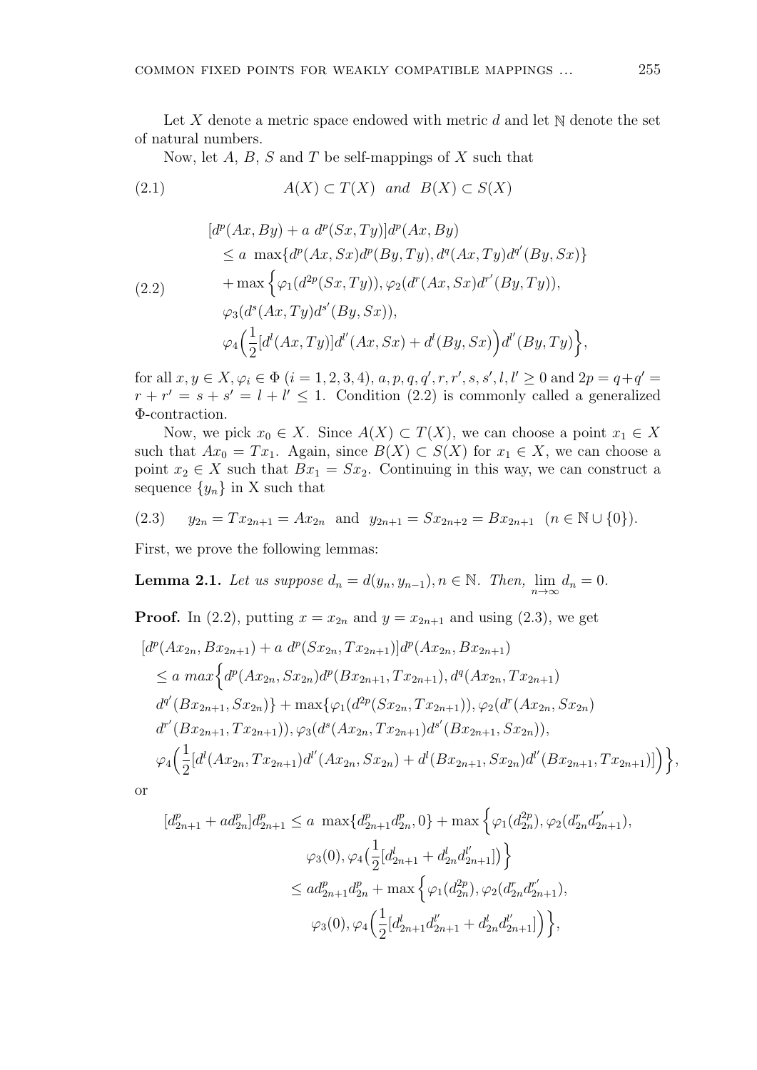Let $X$ denote a metric space endowed with metric $d$ and let $\mathbb{N}$ denote the set of natural numbers.

Now, let $A$, $B$, $S$ and $T$ be self-mappings of $X$ such that

$$A(X) \subset T(X) \quad and \quad B(X) \subset S(X) \tag{2.1}$$

$$\begin{aligned}
&[d^p(Ax, By) + a\ d^p(Sx, Ty)]d^p(Ax, By) \\
&\quad \leq a\ \max\{d^p(Ax, Sx)d^p(By, Ty), d^q(Ax, Ty)d^{q'}(By, Sx)\} \\
&\quad + \max\Big\{\varphi_1(d^{2p}(Sx, Ty)), \varphi_2(d^r(Ax, Sx)d^{r'}(By, Ty)), \\
&\quad \varphi_3(d^s(Ax, Ty)d^{s'}(By, Sx)), \\
&\quad \varphi_4\Big(\frac{1}{2}[d^l(Ax, Ty)]d^{l'}(Ax, Sx) + d^l(By, Sx)\Big)d^{l'}(By, Ty)\Big\},
\end{aligned} \tag{2.2}$$

for all $x, y \in X, \varphi_i \in \Phi$ $(i = 1, 2, 3, 4)$, $a, p, q, q', r, r', s, s', l, l' \geq 0$ and $2p = q + q' = r + r' = s + s' = l + l' \leq 1$. Condition (2.2) is commonly called a generalized $\Phi$-contraction.

Now, we pick $x_0 \in X$. Since $A(X) \subset T(X)$, we can choose a point $x_1 \in X$ such that $Ax_0 = Tx_1$. Again, since $B(X) \subset S(X)$ for $x_1 \in X$, we can choose a point $x_2 \in X$ such that $Bx_1 = Sx_2$. Continuing in this way, we can construct a sequence $\{y_n\}$ in X such that

$$y_{2n} = Tx_{2n+1} = Ax_{2n} \ \text{ and } \ y_{2n+1} = Sx_{2n+2} = Bx_{2n+1} \quad (n \in \mathbb{N} \cup \{0\}). \tag{2.3}$$

First, we prove the following lemmas:

**Lemma 2.1.** *Let us suppose $d_n = d(y_n, y_{n-1}), n \in \mathbb{N}$. Then, $\lim_{n\to\infty} d_n = 0$.*

**Proof.** In (2.2), putting $x = x_{2n}$ and $y = x_{2n+1}$ and using (2.3), we get

$$\begin{aligned}
&[d^p(Ax_{2n}, Bx_{2n+1}) + a\ d^p(Sx_{2n}, Tx_{2n+1})]d^p(Ax_{2n}, Bx_{2n+1}) \\
&\leq a\ max\Big\{d^p(Ax_{2n}, Sx_{2n})d^p(Bx_{2n+1}, Tx_{2n+1}), d^q(Ax_{2n}, Tx_{2n+1}) \\
&d^{q'}(Bx_{2n+1}, Sx_{2n})\} + \max\{\varphi_1(d^{2p}(Sx_{2n}, Tx_{2n+1})), \varphi_2(d^r(Ax_{2n}, Sx_{2n}) \\
&d^{r'}(Bx_{2n+1}, Tx_{2n+1})), \varphi_3(d^s(Ax_{2n}, Tx_{2n+1})d^{s'}(Bx_{2n+1}, Sx_{2n})), \\
&\varphi_4\Big(\frac{1}{2}[d^l(Ax_{2n}, Tx_{2n+1})d^{l'}(Ax_{2n}, Sx_{2n}) + d^l(Bx_{2n+1}, Sx_{2n})d^{l'}(Bx_{2n+1}, Tx_{2n+1})]\Big)\Big\},
\end{aligned}$$

or

$$\begin{aligned}
[d^p_{2n+1} + ad^p_{2n}]d^p_{2n+1} &\leq a\ \max\{d^p_{2n+1}d^p_{2n}, 0\} + \max\Big\{\varphi_1(d^{2p}_{2n}), \varphi_2(d^r_{2n}d^{r'}_{2n+1}), \\
&\qquad \varphi_3(0), \varphi_4\Big(\frac{1}{2}[d^l_{2n+1} + d^l_{2n}d^{l'}_{2n+1}]\Big)\Big\} \\
&\leq ad^p_{2n+1}d^p_{2n} + \max\Big\{\varphi_1(d^{2p}_{2n}), \varphi_2(d^r_{2n}d^{r'}_{2n+1}), \\
&\qquad \varphi_3(0), \varphi_4\Big(\frac{1}{2}[d^l_{2n+1}d^{l'}_{2n+1} + d^l_{2n}d^{l'}_{2n+1}]\Big)\Big\},
\end{aligned}$$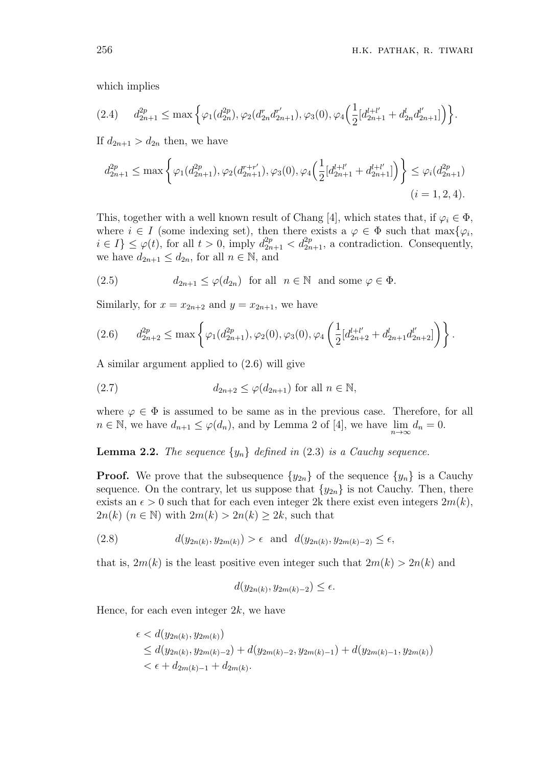which implies

$$
(2.4)\qquad d_{2n+1}^{2p} \leq \max\Big\{\varphi_1(d_{2n}^{2p}), \varphi_2(d_{2n}^{r} d_{2n+1}^{r'}), \varphi_3(0), \varphi_4\Big(\frac{1}{2}[d_{2n+1}^{l+l'} + d_{2n}^{l} d_{2n+1}^{l'}]\Big)\Big\}.
$$

If $d_{2n+1} > d_{2n}$ then, we have

$$
d_{2n+1}^{2p} \leq \max\bigg\{\varphi_1(d_{2n+1}^{2p}), \varphi_2(d_{2n+1}^{r+r'}), \varphi_3(0), \varphi_4\Big(\frac{1}{2}[d_{2n+1}^{l+l'} + d_{2n+1}^{l+l'}]\Big)\bigg\} \leq \varphi_i(d_{2n+1}^{2p})
$$
$$
(i = 1, 2, 4).
$$

This, together with a well known result of Chang [4], which states that, if $\varphi_i \in \Phi$, where $i \in I$ (some indexing set), then there exists a $\varphi \in \Phi$ such that $\max\{\varphi_i,\ i \in I\} \leq \varphi(t)$, for all $t > 0$, imply $d_{2n+1}^{2p} < d_{2n+1}^{2p}$, a contradiction. Consequently, we have $d_{2n+1} \leq d_{2n}$, for all $n \in \mathbb{N}$, and

$$
(2.5)\qquad d_{2n+1} \leq \varphi(d_{2n}) \ \text{ for all } \ n \in \mathbb{N} \ \text{ and some } \varphi \in \Phi.
$$

Similarly, for $x = x_{2n+2}$ and $y = x_{2n+1}$, we have

$$
(2.6)\qquad d_{2n+2}^{2p} \leq \max\bigg\{\varphi_1(d_{2n+1}^{2p}), \varphi_2(0), \varphi_3(0), \varphi_4\bigg(\frac{1}{2}[d_{2n+2}^{l+l'} + d_{2n+1}^{l} d_{2n+2}^{l'}]\bigg)\bigg\}.
$$

A similar argument applied to (2.6) will give

$$
(2.7)\qquad d_{2n+2} \leq \varphi(d_{2n+1}) \text{ for all } n \in \mathbb{N},
$$

where $\varphi \in \Phi$ is assumed to be same as in the previous case. Therefore, for all $n \in \mathbb{N}$, we have $d_{n+1} \leq \varphi(d_n)$, and by Lemma 2 of [4], we have $\lim_{n\to\infty} d_n = 0$.

**Lemma 2.2.** *The sequence $\{y_n\}$ defined in (2.3) is a Cauchy sequence.*

**Proof.** We prove that the subsequence $\{y_{2n}\}$ of the sequence $\{y_n\}$ is a Cauchy sequence. On the contrary, let us suppose that $\{y_{2n}\}$ is not Cauchy. Then, there exists an $\epsilon > 0$ such that for each even integer 2k there exist even integers $2m(k)$, $2n(k)$ $(n \in \mathbb{N})$ with $2m(k) > 2n(k) \geq 2k$, such that

$$
(2.8)\qquad d(y_{2n(k)}, y_{2m(k)}) > \epsilon \ \text{ and } \ d(y_{2n(k)}, y_{2m(k)-2}) \leq \epsilon,
$$

that is, $2m(k)$ is the least positive even integer such that $2m(k) > 2n(k)$ and

$$
d(y_{2n(k)}, y_{2m(k)-2}) \leq \epsilon.
$$

Hence, for each even integer $2k$, we have

$$
\begin{aligned}
\epsilon &< d(y_{2n(k)}, y_{2m(k)}) \\
&\leq d(y_{2n(k)}, y_{2m(k)-2}) + d(y_{2m(k)-2}, y_{2m(k)-1}) + d(y_{2m(k)-1}, y_{2m(k)}) \\
&< \epsilon + d_{2m(k)-1} + d_{2m(k)}.
\end{aligned}
$$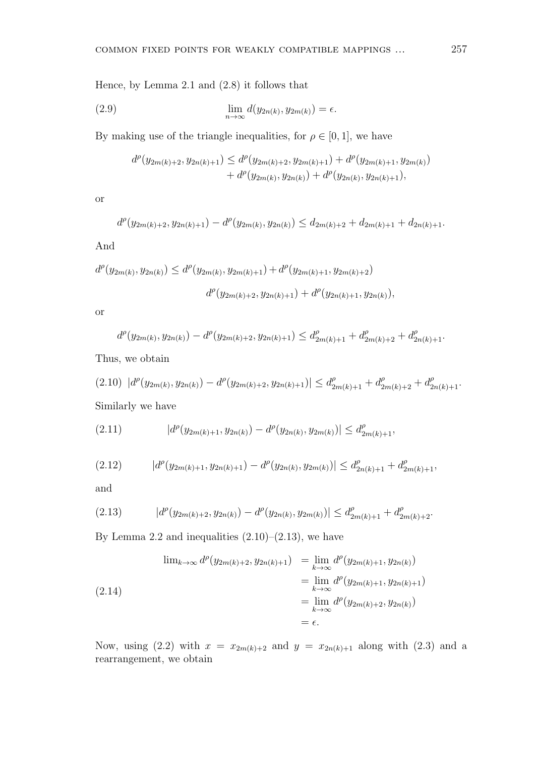Hence, by Lemma 2.1 and (2.8) it follows that

$$\lim_{n\to\infty} d(y_{2n(k)}, y_{2m(k)}) = \epsilon. \tag{2.9}$$

By making use of the triangle inequalities, for $\rho \in [0,1]$, we have

$$\begin{aligned} d^\rho(y_{2m(k)+2}, y_{2n(k)+1}) \leq{}& d^\rho(y_{2m(k)+2}, y_{2m(k)+1}) + d^\rho(y_{2m(k)+1}, y_{2m(k)}) \\ &+ d^\rho(y_{2m(k)}, y_{2n(k)}) + d^\rho(y_{2n(k)}, y_{2n(k)+1}), \end{aligned}$$

or

$$d^\rho(y_{2m(k)+2}, y_{2n(k)+1}) - d^\rho(y_{2m(k)}, y_{2n(k)}) \leq d_{2m(k)+2} + d_{2m(k)+1} + d_{2n(k)+1}.$$

And

$$\begin{aligned} d^\rho(y_{2m(k)}, y_{2n(k)}) \leq{}& d^\rho(y_{2m(k)}, y_{2m(k)+1}) + d^\rho(y_{2m(k)+1}, y_{2m(k)+2}) \\ & d^\rho(y_{2m(k)+2}, y_{2n(k)+1}) + d^\rho(y_{2n(k)+1}, y_{2n(k)}), \end{aligned}$$

or

$$d^\rho(y_{2m(k)}, y_{2n(k)}) - d^\rho(y_{2m(k)+2}, y_{2n(k)+1}) \leq d^\rho_{2m(k)+1} + d^\rho_{2m(k)+2} + d^\rho_{2n(k)+1}.$$

Thus, we obtain

$$|d^\rho(y_{2m(k)}, y_{2n(k)}) - d^\rho(y_{2m(k)+2}, y_{2n(k)+1})| \leq d^\rho_{2m(k)+1} + d^\rho_{2m(k)+2} + d^\rho_{2n(k)+1}. \tag{2.10}$$

Similarly we have

$$|d^\rho(y_{2m(k)+1}, y_{2n(k)}) - d^\rho(y_{2n(k)}, y_{2m(k)})| \leq d^\rho_{2m(k)+1}, \tag{2.11}$$

$$|d^\rho(y_{2m(k)+1}, y_{2n(k)+1}) - d^\rho(y_{2n(k)}, y_{2m(k)})| \leq d^\rho_{2n(k)+1} + d^\rho_{2m(k)+1}, \tag{2.12}$$

and

$$|d^\rho(y_{2m(k)+2}, y_{2n(k)}) - d^\rho(y_{2n(k)}, y_{2m(k)})| \leq d^\rho_{2m(k)+1} + d^\rho_{2m(k)+2}. \tag{2.13}$$

By Lemma 2.2 and inequalities (2.10)–(2.13), we have

$$\begin{aligned} \lim_{k\to\infty} d^\rho(y_{2m(k)+2}, y_{2n(k)+1}) &= \lim_{k\to\infty} d^\rho(y_{2m(k)+1}, y_{2n(k)}) \\ &= \lim_{k\to\infty} d^\rho(y_{2m(k)+1}, y_{2n(k)+1}) \\ &= \lim_{k\to\infty} d^\rho(y_{2m(k)+2}, y_{2n(k)}) \\ &= \epsilon. \end{aligned} \tag{2.14}$$

Now, using (2.2) with $x = x_{2m(k)+2}$ and $y = x_{2n(k)+1}$ along with (2.3) and a rearrangement, we obtain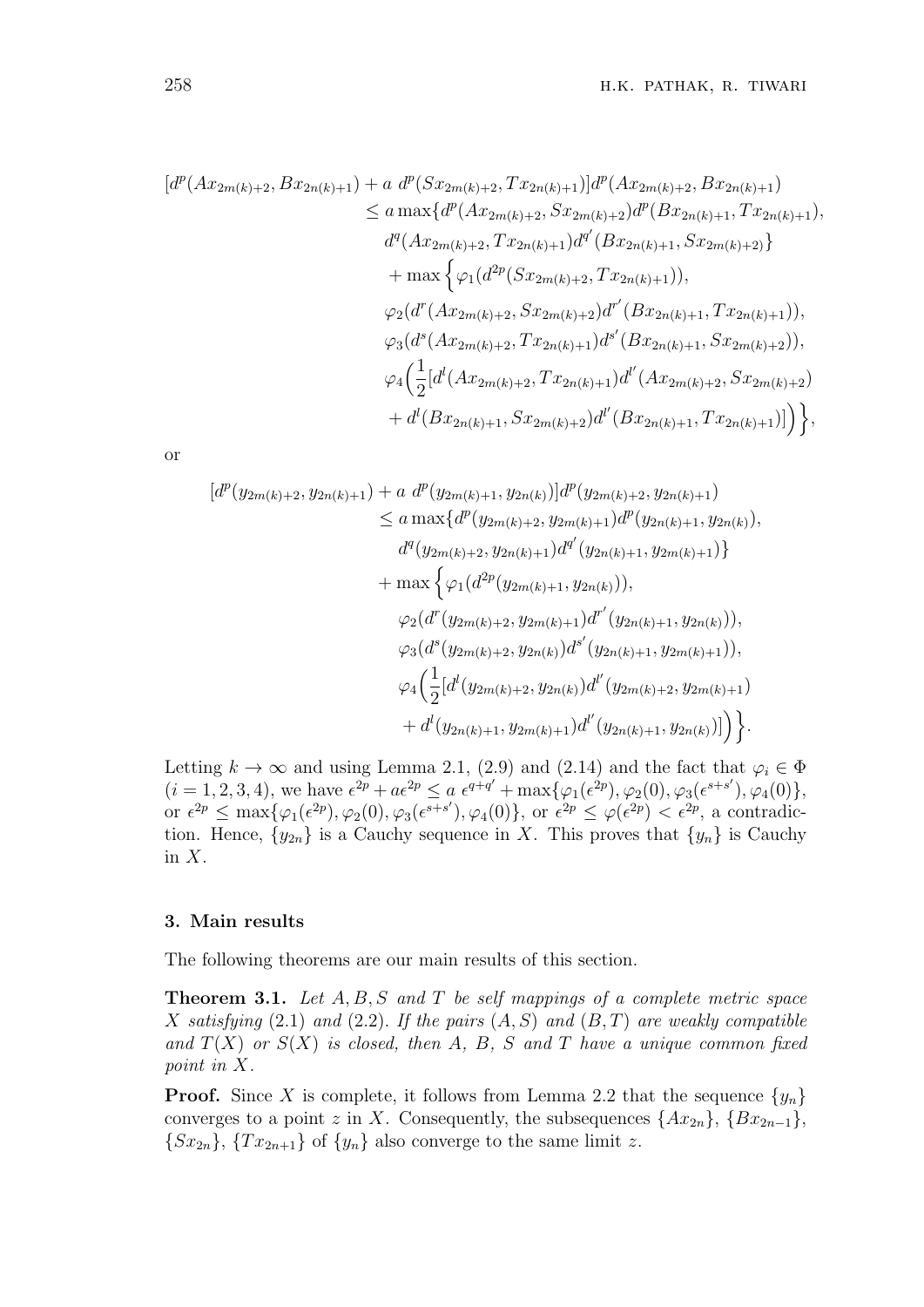$$
\begin{aligned}
[d^p(Ax_{2m(k)+2}, Bx_{2n(k)+1}) &+ a\ d^p(Sx_{2m(k)+2}, Tx_{2n(k)+1})]d^p(Ax_{2m(k)+2}, Bx_{2n(k)+1}) \\
&\le a \max\{d^p(Ax_{2m(k)+2}, Sx_{2m(k)+2})d^p(Bx_{2n(k)+1}, Tx_{2n(k)+1}), \\
&\quad d^q(Ax_{2m(k)+2}, Tx_{2n(k)+1})d^{q'}(Bx_{2n(k)+1}, Sx_{2m(k)+2})\} \\
&\quad + \max\Big\{\varphi_1(d^{2p}(Sx_{2m(k)+2}, Tx_{2n(k)+1})), \\
&\quad \varphi_2(d^r(Ax_{2m(k)+2}, Sx_{2m(k)+2})d^{r'}(Bx_{2n(k)+1}, Tx_{2n(k)+1})), \\
&\quad \varphi_3(d^s(Ax_{2m(k)+2}, Tx_{2n(k)+1})d^{s'}(Bx_{2n(k)+1}, Sx_{2m(k)+2})), \\
&\quad \varphi_4\Big(\frac{1}{2}[d^l(Ax_{2m(k)+2}, Tx_{2n(k)+1})d^{l'}(Ax_{2m(k)+2}, Sx_{2m(k)+2}) \\
&\quad + d^l(Bx_{2n(k)+1}, Sx_{2m(k)+2})d^{l'}(Bx_{2n(k)+1}, Tx_{2n(k)+1})]\Big)\Big\},
\end{aligned}
$$

or

$$
\begin{aligned}
[d^p(y_{2m(k)+2}, y_{2n(k)+1}) &+ a\ d^p(y_{2m(k)+1}, y_{2n(k)})]d^p(y_{2m(k)+2}, y_{2n(k)+1}) \\
&\le a \max\{d^p(y_{2m(k)+2}, y_{2m(k)+1})d^p(y_{2n(k)+1}, y_{2n(k)}), \\
&\quad d^q(y_{2m(k)+2}, y_{2n(k)+1})d^{q'}(y_{2n(k)+1}, y_{2m(k)+1})\} \\
&\quad + \max\Big\{\varphi_1(d^{2p}(y_{2m(k)+1}, y_{2n(k)})), \\
&\quad \varphi_2(d^r(y_{2m(k)+2}, y_{2m(k)+1})d^{r'}(y_{2n(k)+1}, y_{2n(k)})), \\
&\quad \varphi_3(d^s(y_{2m(k)+2}, y_{2n(k)})d^{s'}(y_{2n(k)+1}, y_{2m(k)+1})), \\
&\quad \varphi_4\Big(\frac{1}{2}[d^l(y_{2m(k)+2}, y_{2n(k)})d^{l'}(y_{2m(k)+2}, y_{2m(k)+1}) \\
&\quad + d^l(y_{2n(k)+1}, y_{2m(k)+1})d^{l'}(y_{2n(k)+1}, y_{2n(k)})]\Big)\Big\}.
\end{aligned}
$$

Letting $k \to \infty$ and using Lemma 2.1, (2.9) and (2.14) and the fact that $\varphi_i \in \Phi$ $(i = 1, 2, 3, 4)$, we have $\epsilon^{2p} + a\epsilon^{2p} \le a\ \epsilon^{q+q'} + \max\{\varphi_1(\epsilon^{2p}), \varphi_2(0), \varphi_3(\epsilon^{s+s'}), \varphi_4(0)\}$, or $\epsilon^{2p} \le \max\{\varphi_1(\epsilon^{2p}), \varphi_2(0), \varphi_3(\epsilon^{s+s'}), \varphi_4(0)\}$, or $\epsilon^{2p} \le \varphi(\epsilon^{2p}) < \epsilon^{2p}$, a contradiction. Hence, $\{y_{2n}\}$ is a Cauchy sequence in $X$. This proves that $\{y_n\}$ is Cauchy in $X$.

### 3. Main results

The following theorems are our main results of this section.

**Theorem 3.1.** *Let $A, B, S$ and $T$ be self mappings of a complete metric space $X$ satisfying (2.1) and (2.2). If the pairs $(A, S)$ and $(B, T)$ are weakly compatible and $T(X)$ or $S(X)$ is closed, then $A$, $B$, $S$ and $T$ have a unique common fixed point in $X$.*

**Proof.** Since $X$ is complete, it follows from Lemma 2.2 that the sequence $\{y_n\}$ converges to a point $z$ in $X$. Consequently, the subsequences $\{Ax_{2n}\}$, $\{Bx_{2n-1}\}$, $\{Sx_{2n}\}$, $\{Tx_{2n+1}\}$ of $\{y_n\}$ also converge to the same limit $z$.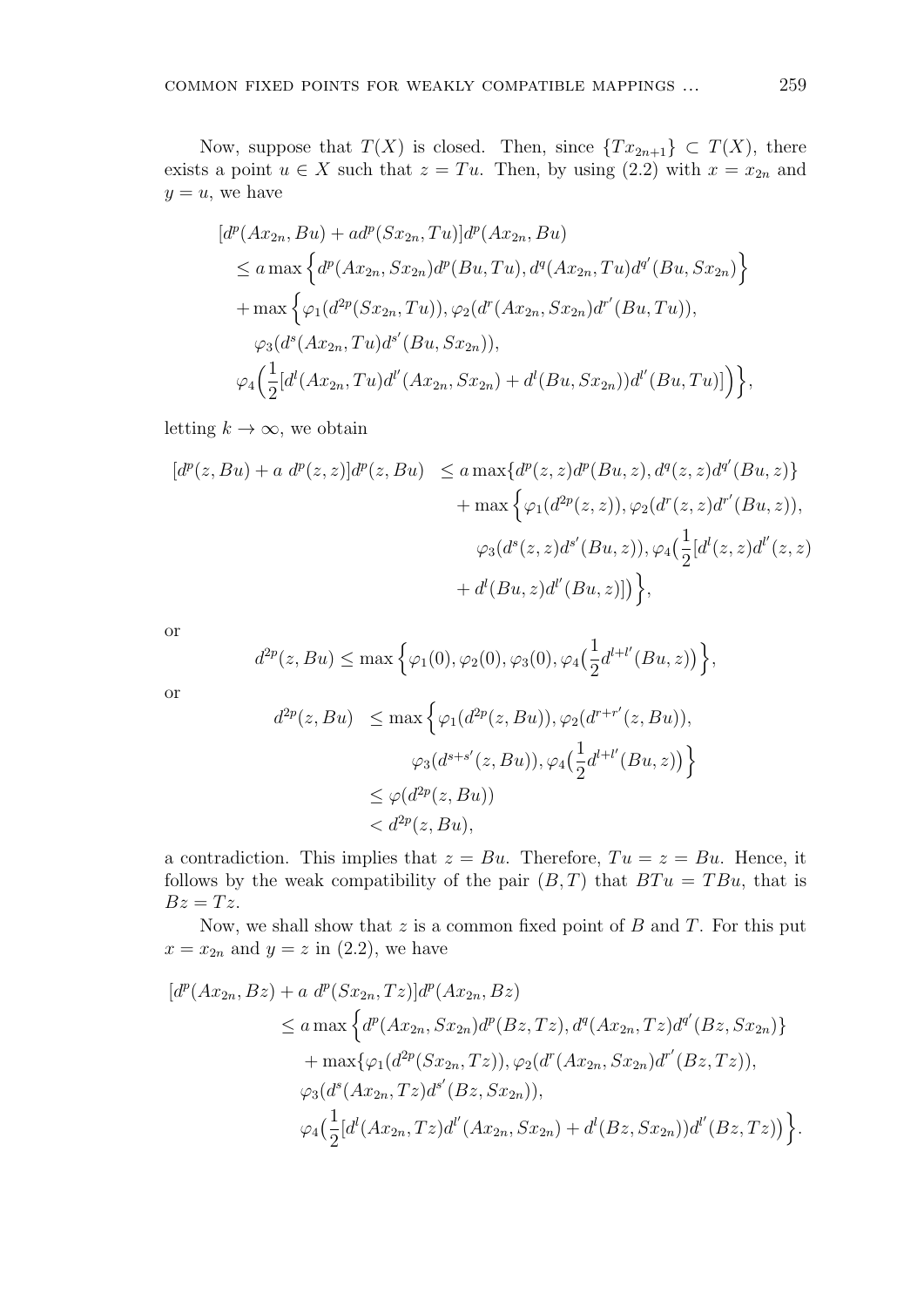Now, suppose that $T(X)$ is closed. Then, since $\{Tx_{2n+1}\} \subset T(X)$, there exists a point $u \in X$ such that $z = Tu$. Then, by using (2.2) with $x = x_{2n}$ and $y = u$, we have

$$
\begin{aligned}
&[d^p(Ax_{2n}, Bu) + ad^p(Sx_{2n}, Tu)]d^p(Ax_{2n}, Bu) \\
&\quad \leq a \max\Big\{d^p(Ax_{2n}, Sx_{2n})d^p(Bu, Tu), d^q(Ax_{2n}, Tu)d^{q'}(Bu, Sx_{2n})\Big\} \\
&\quad + \max\Big\{\varphi_1(d^{2p}(Sx_{2n}, Tu)), \varphi_2(d^r(Ax_{2n}, Sx_{2n})d^{r'}(Bu, Tu)), \\
&\quad\quad \varphi_3(d^s(Ax_{2n}, Tu)d^{s'}(Bu, Sx_{2n})), \\
&\quad\quad \varphi_4\Big(\frac{1}{2}[d^l(Ax_{2n}, Tu)d^{l'}(Ax_{2n}, Sx_{2n}) + d^l(Bu, Sx_{2n}))d^{l'}(Bu, Tu)]\Big)\Big\},
\end{aligned}
$$

letting $k \to \infty$, we obtain

$$
\begin{aligned}
[d^p(z, Bu) + a\ d^p(z, z)]d^p(z, Bu) &\leq a \max\{d^p(z, z)d^p(Bu, z), d^q(z, z)d^{q'}(Bu, z)\} \\
&\quad + \max\Big\{\varphi_1(d^{2p}(z, z)), \varphi_2(d^r(z, z)d^{r'}(Bu, z)), \\
&\quad\quad \varphi_3(d^s(z, z)d^{s'}(Bu, z)), \varphi_4\big(\frac{1}{2}[d^l(z, z)d^{l'}(z, z) \\
&\quad\quad + d^l(Bu, z)d^{l'}(Bu, z)]\big)\Big\},
\end{aligned}
$$

or

$$
d^{2p}(z, Bu) \leq \max\Big\{\varphi_1(0), \varphi_2(0), \varphi_3(0), \varphi_4\big(\frac{1}{2}d^{l+l'}(Bu, z)\big)\Big\},
$$

or

$$
\begin{aligned}
d^{2p}(z, Bu) &\leq \max\Big\{\varphi_1(d^{2p}(z, Bu)), \varphi_2(d^{r+r'}(z, Bu)), \\
&\quad\quad \varphi_3(d^{s+s'}(z, Bu)), \varphi_4\big(\frac{1}{2}d^{l+l'}(Bu, z)\big)\Big\} \\
&\leq \varphi(d^{2p}(z, Bu)) \\
&< d^{2p}(z, Bu),
\end{aligned}
$$

a contradiction. This implies that $z = Bu$. Therefore, $Tu = z = Bu$. Hence, it follows by the weak compatibility of the pair $(B, T)$ that $BTu = TBu$, that is $Bz = Tz$.

Now, we shall show that $z$ is a common fixed point of $B$ and $T$. For this put $x = x_{2n}$ and $y = z$ in (2.2), we have

$$
\begin{aligned}
&[d^p(Ax_{2n}, Bz) + a\ d^p(Sx_{2n}, Tz)]d^p(Ax_{2n}, Bz) \\
&\quad \leq a \max\Big\{d^p(Ax_{2n}, Sx_{2n})d^p(Bz, Tz), d^q(Ax_{2n}, Tz)d^{q'}(Bz, Sx_{2n})\} \\
&\quad + \max\{\varphi_1(d^{2p}(Sx_{2n}, Tz)), \varphi_2(d^r(Ax_{2n}, Sx_{2n})d^{r'}(Bz, Tz)), \\
&\quad \varphi_3(d^s(Ax_{2n}, Tz)d^{s'}(Bz, Sx_{2n})), \\
&\quad \varphi_4\big(\frac{1}{2}[d^l(Ax_{2n}, Tz)d^{l'}(Ax_{2n}, Sx_{2n}) + d^l(Bz, Sx_{2n}))d^{l'}(Bz, Tz)\big)\Big\}.
\end{aligned}
$$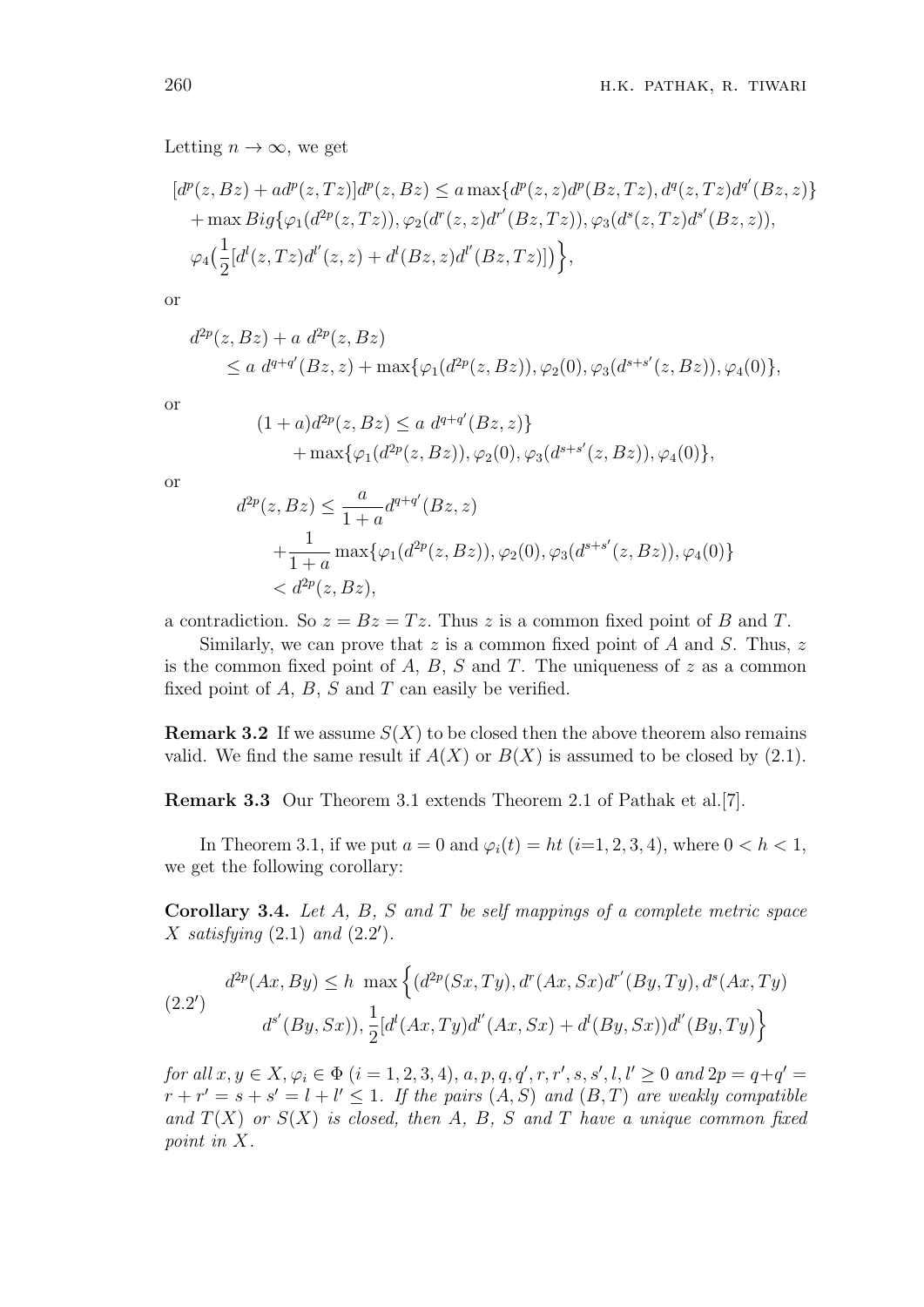Letting $n \to \infty$, we get

$$
\begin{aligned}
&[d^p(z,Bz) + ad^p(z,Tz)]d^p(z,Bz) \le a\max\{d^p(z,z)d^p(Bz,Tz), d^q(z,Tz)d^{q'}(Bz,z)\}\\
&+ \max Big\{\varphi_1(d^{2p}(z,Tz)), \varphi_2(d^r(z,z)d^{r'}(Bz,Tz)), \varphi_3(d^s(z,Tz)d^{s'}(Bz,z)),\\
&\varphi_4\big(\frac{1}{2}[d^l(z,Tz)d^{l'}(z,z) + d^l(Bz,z)d^{l'}(Bz,Tz)]\big)\Big\},
\end{aligned}
$$

or

$$
\begin{aligned}
&d^{2p}(z,Bz) + a\ d^{2p}(z,Bz)\\
&\quad \le a\ d^{q+q'}(Bz,z) + \max\{\varphi_1(d^{2p}(z,Bz)), \varphi_2(0), \varphi_3(d^{s+s'}(z,Bz)), \varphi_4(0)\},
\end{aligned}
$$

or

$$
\begin{aligned}
(1+a)d^{2p}(z,Bz) &\le a\ d^{q+q'}(Bz,z)\}\\
&+ \max\{\varphi_1(d^{2p}(z,Bz)), \varphi_2(0), \varphi_3(d^{s+s'}(z,Bz)), \varphi_4(0)\},
\end{aligned}
$$

or

$$
\begin{aligned}
d^{2p}(z,Bz) &\le \frac{a}{1+a}d^{q+q'}(Bz,z)\\
&+ \frac{1}{1+a}\max\{\varphi_1(d^{2p}(z,Bz)), \varphi_2(0), \varphi_3(d^{s+s'}(z,Bz)), \varphi_4(0)\}\\
&< d^{2p}(z,Bz),
\end{aligned}
$$

a contradiction. So $z = Bz = Tz$. Thus $z$ is a common fixed point of $B$ and $T$.

Similarly, we can prove that $z$ is a common fixed point of $A$ and $S$. Thus, $z$ is the common fixed point of $A$, $B$, $S$ and $T$. The uniqueness of $z$ as a common fixed point of $A$, $B$, $S$ and $T$ can easily be verified.

**Remark 3.2** If we assume $S(X)$ to be closed then the above theorem also remains valid. We find the same result if $A(X)$ or $B(X)$ is assumed to be closed by (2.1).

**Remark 3.3** Our Theorem 3.1 extends Theorem 2.1 of Pathak et al.[7].

In Theorem 3.1, if we put $a = 0$ and $\varphi_i(t) = ht$ ($i$=1, 2, 3, 4), where $0 < h < 1$, we get the following corollary:

**Corollary 3.4.** *Let $A$, $B$, $S$ and $T$ be self mappings of a complete metric space $X$ satisfying* (2.1) *and* (2.2′).

$$
\begin{aligned}
d^{2p}(Ax,By) \le h\ \max\Big\{&(d^{2p}(Sx,Ty), d^r(Ax,Sx)d^{r'}(By,Ty), d^s(Ax,Ty)\\
&d^{s'}(By,Sx)), \frac{1}{2}[d^l(Ax,Ty)d^{l'}(Ax,Sx) + d^l(By,Sx))d^{l'}(By,Ty)\Big\}
\end{aligned}
\tag{2.2′}
$$

*for all $x, y \in X, \varphi_i \in \Phi$ $(i = 1,2,3,4)$, $a, p, q, q', r, r', s, s', l, l' \ge 0$ and $2p = q+q' = r + r' = s + s' = l + l' \le 1$. If the pairs $(A,S)$ and $(B,T)$ are weakly compatible and $T(X)$ or $S(X)$ is closed, then $A$, $B$, $S$ and $T$ have a unique common fixed point in $X$.*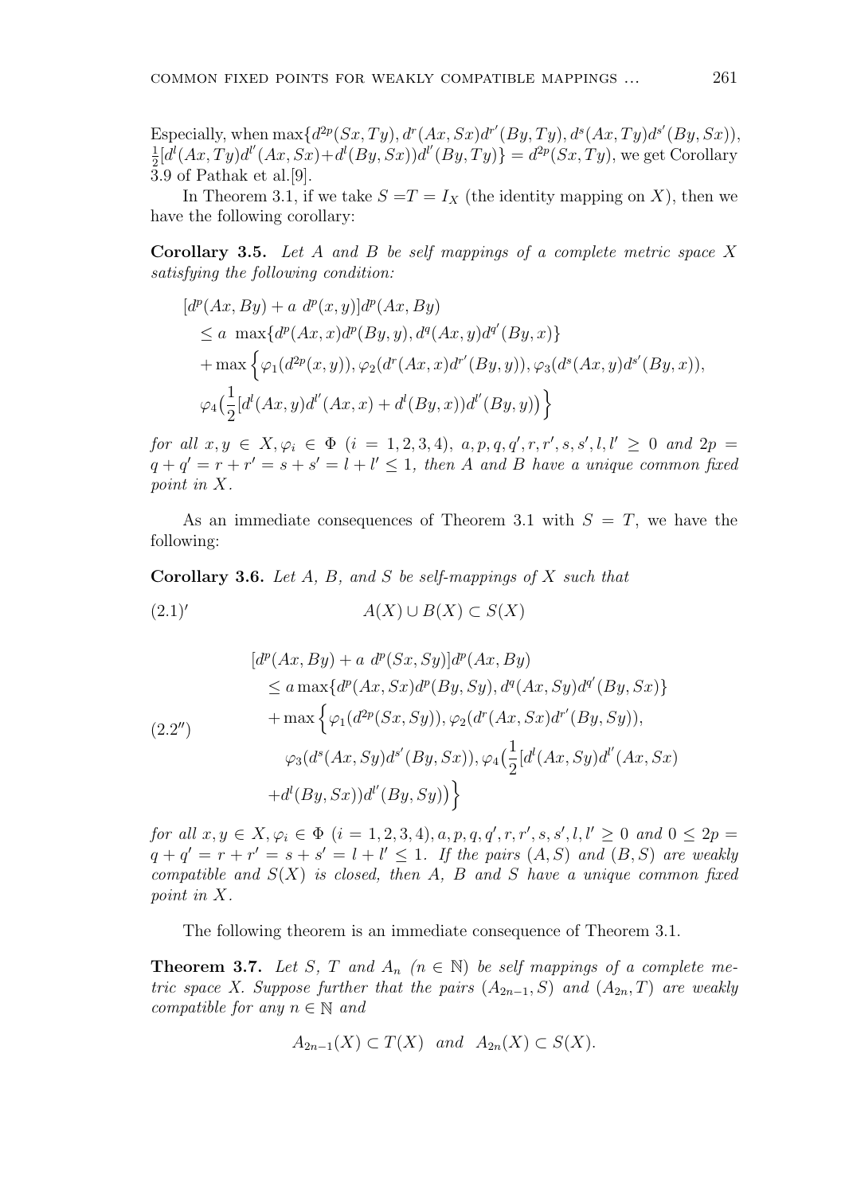Especially, when $\max\{d^{2p}(Sx,Ty), d^r(Ax,Sx)d^{r'}(By,Ty), d^s(Ax,Ty)d^{s'}(By,Sx)),$ $\frac{1}{2}[d^l(Ax,Ty)d^{l'}(Ax,Sx)+d^l(By,Sx))d^{l'}(By,Ty)\} = d^{2p}(Sx,Ty)$, we get Corollary 3.9 of Pathak et al.[9].

In Theorem 3.1, if we take $S = T = I_X$ (the identity mapping on $X$), then we have the following corollary:

**Corollary 3.5.** *Let $A$ and $B$ be self mappings of a complete metric space $X$ satisfying the following condition:*

$$
\begin{aligned}
&[d^p(Ax,By) + a\ d^p(x,y)]d^p(Ax,By)\\
&\quad \le a\ \max\{d^p(Ax,x)d^p(By,y), d^q(Ax,y)d^{q'}(By,x)\}\\
&\quad + \max\Big\{\varphi_1(d^{2p}(x,y)), \varphi_2(d^r(Ax,x)d^{r'}(By,y)), \varphi_3(d^s(Ax,y)d^{s'}(By,x)),\\
&\quad \varphi_4\big(\frac{1}{2}[d^l(Ax,y)d^{l'}(Ax,x) + d^l(By,x))d^{l'}(By,y)\big)\Big\}
\end{aligned}
$$

*for all $x, y \in X, \varphi_i \in \Phi$ $(i = 1,2,3,4)$, $a, p, q, q', r, r', s, s', l, l' \ge 0$ and $2p = q + q' = r + r' = s + s' = l + l' \le 1$, then $A$ and $B$ have a unique common fixed point in $X$.*

As an immediate consequences of Theorem 3.1 with $S = T$, we have the following:

**Corollary 3.6.** *Let $A$, $B$, and $S$ be self-mappings of $X$ such that*

$$
A(X) \cup B(X) \subset S(X) \tag{2.1$'$}
$$

$$
\begin{aligned}
&[d^p(Ax,By) + a\ d^p(Sx,Sy)]d^p(Ax,By)\\
&\quad \le a \max\{d^p(Ax,Sx)d^p(By,Sy), d^q(Ax,Sy)d^{q'}(By,Sx)\}\\
&\quad + \max\Big\{\varphi_1(d^{2p}(Sx,Sy)), \varphi_2(d^r(Ax,Sx)d^{r'}(By,Sy)),\\
&\quad \varphi_3(d^s(Ax,Sy)d^{s'}(By,Sx)), \varphi_4\big(\frac{1}{2}[d^l(Ax,Sy)d^{l'}(Ax,Sx)\\
&\quad + d^l(By,Sx))d^{l'}(By,Sy)\big)\Big\}
\end{aligned} \tag{2.2$''$}
$$

*for all $x, y \in X, \varphi_i \in \Phi$ $(i = 1,2,3,4), a, p, q, q', r, r', s, s', l, l' \ge 0$ and $0 \le 2p = q + q' = r + r' = s + s' = l + l' \le 1$. If the pairs $(A, S)$ and $(B, S)$ are weakly compatible and $S(X)$ is closed, then $A$, $B$ and $S$ have a unique common fixed point in $X$.*

The following theorem is an immediate consequence of Theorem 3.1.

**Theorem 3.7.** *Let $S$, $T$ and $A_n$ $(n \in \mathbb{N})$ be self mappings of a complete metric space $X$. Suppose further that the pairs $(A_{2n-1}, S)$ and $(A_{2n}, T)$ are weakly compatible for any $n \in \mathbb{N}$ and*

$$
A_{2n-1}(X) \subset T(X) \quad \text{and} \quad A_{2n}(X) \subset S(X).
$$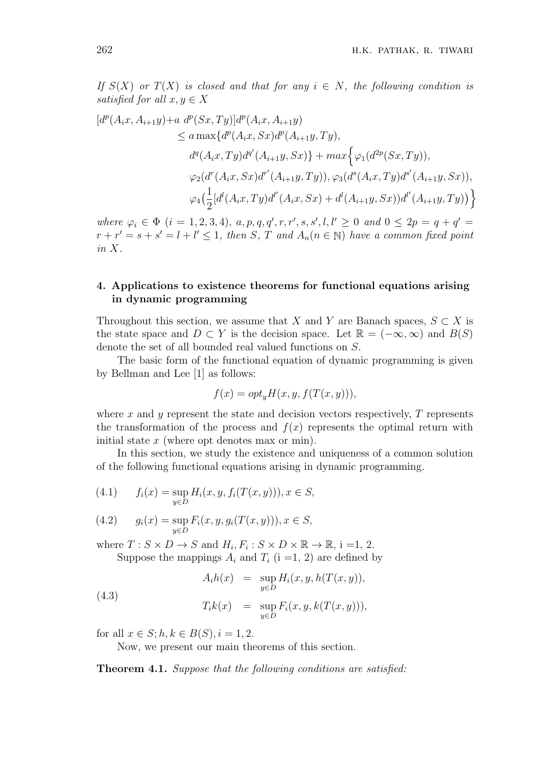*If $S(X)$ or $T(X)$ is closed and that for any $i \in N$, the following condition is satisfied for all $x, y \in X$*

$$
\begin{aligned}
[d^p(A_ix, A_{i+1}y) + a\ d^p(Sx, Ty)]d^p(A_ix, A_{i+1}y) \\
\leq a \max\{&d^p(A_ix, Sx)d^p(A_{i+1}y, Ty), \\
&d^q(A_ix, Ty)d^{q'}(A_{i+1}y, Sx)\} + max\Big\{\varphi_1(d^{2p}(Sx, Ty)), \\
&\varphi_2(d^r(A_ix, Sx)d^{r'}(A_{i+1}y, Ty)), \varphi_3(d^s(A_ix, Ty)d^{s'}(A_{i+1}y, Sx)), \\
&\varphi_4\big(\frac{1}{2}[d^l(A_ix, Ty)d^{l'}(A_ix, Sx) + d^l(A_{i+1}y, Sx))d^{l'}(A_{i+1}y, Ty)\big)\Big\}
\end{aligned}
$$

*where $\varphi_i \in \Phi$ $(i = 1, 2, 3, 4)$, $a, p, q, q', r, r', s, s', l, l' \geq 0$ and $0 \leq 2p = q + q' = r + r' = s + s' = l + l' \leq 1$, then $S$, $T$ and $A_n (n \in \mathbb{N})$ have a common fixed point in $X$.*

## 4. Applications to existence theorems for functional equations arising in dynamic programming

Throughout this section, we assume that $X$ and $Y$ are Banach spaces, $S \subset X$ is the state space and $D \subset Y$ is the decision space. Let $\mathbb{R} = (-\infty, \infty)$ and $B(S)$ denote the set of all bounded real valued functions on $S$.

The basic form of the functional equation of dynamic programming is given by Bellman and Lee [1] as follows:

$$f(x) = opt_y H(x, y, f(T(x, y))),$$

where $x$ and $y$ represent the state and decision vectors respectively, $T$ represents the transformation of the process and $f(x)$ represents the optimal return with initial state $x$ (where opt denotes max or min).

In this section, we study the existence and uniqueness of a common solution of the following functional equations arising in dynamic programming.

$$f_i(x) = \sup_{y \in D} H_i(x, y, f_i(T(x, y))), x \in S, \tag{4.1}$$

$$g_i(x) = \sup_{y \in D} F_i(x, y, g_i(T(x, y))), x \in S, \tag{4.2}$$

where $T : S \times D \to S$ and $H_i, F_i : S \times D \times \mathbb{R} \to \mathbb{R}$, i =1, 2.

Suppose the mappings $A_i$ and $T_i$ (i =1, 2) are defined by

$$
\begin{aligned}
A_ih(x) &= \sup_{y \in D} H_i(x, y, h(T(x, y)), \\
T_ik(x) &= \sup_{y \in D} F_i(x, y, k(T(x, y))),
\end{aligned} \tag{4.3}
$$

for all $x \in S; h, k \in B(S), i = 1, 2$.

Now, we present our main theorems of this section.

**Theorem 4.1.** *Suppose that the following conditions are satisfied:*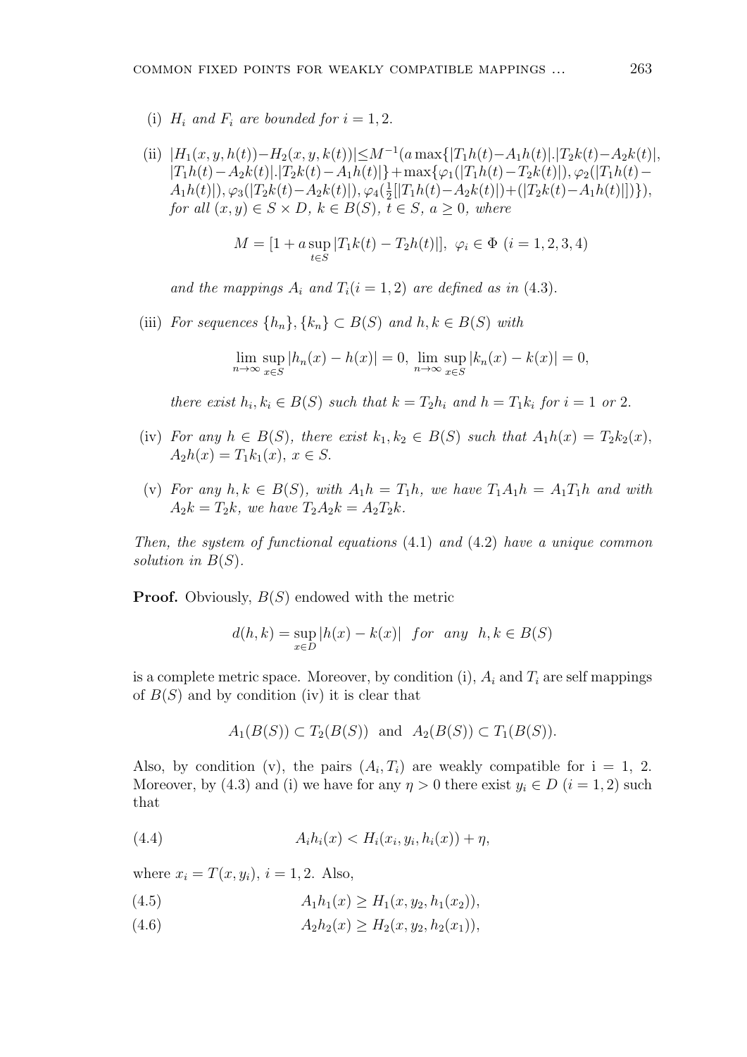(i) $H_i$ *and* $F_i$ *are bounded for* $i = 1, 2$.

(ii) $|H_1(x, y, h(t)) - H_2(x, y, k(t))| \leq M^{-1}(a \max\{|T_1h(t) - A_1h(t)|.|T_2k(t) - A_2k(t)|, |T_1h(t) - A_2k(t)|.|T_2k(t) - A_1h(t)|\} + \max\{\varphi_1(|T_1h(t) - T_2k(t)|), \varphi_2(|T_1h(t) - A_1h(t)|), \varphi_3(|T_2k(t) - A_2k(t)|), \varphi_4(\frac{1}{2}[|T_1h(t) - A_2k(t)|) + (|T_2k(t) - A_1h(t)|])\})$, *for all* $(x, y) \in S \times D$, $k \in B(S)$, $t \in S$, $a \geq 0$, *where*

$$M = [1 + a \sup_{t \in S} |T_1k(t) - T_2h(t)|], \ \varphi_i \in \Phi \ (i = 1, 2, 3, 4)$$

*and the mappings* $A_i$ *and* $T_i (i = 1, 2)$ *are defined as in* (4.3).

(iii) *For sequences* $\{h_n\}, \{k_n\} \subset B(S)$ *and* $h, k \in B(S)$ *with*

$$\lim_{n \to \infty} \sup_{x \in S} |h_n(x) - h(x)| = 0, \ \lim_{n \to \infty} \sup_{x \in S} |k_n(x) - k(x)| = 0,$$

*there exist* $h_i, k_i \in B(S)$ *such that* $k = T_2h_i$ *and* $h = T_1k_i$ *for* $i = 1$ *or* $2$.

(iv) *For any* $h \in B(S)$, *there exist* $k_1, k_2 \in B(S)$ *such that* $A_1h(x) = T_2k_2(x)$, $A_2h(x) = T_1k_1(x)$, $x \in S$.

(v) *For any* $h, k \in B(S)$, *with* $A_1h = T_1h$, *we have* $T_1A_1h = A_1T_1h$ *and with* $A_2k = T_2k$, *we have* $T_2A_2k = A_2T_2k$.

*Then, the system of functional equations* (4.1) *and* (4.2) *have a unique common solution in* $B(S)$.

**Proof.** Obviously, $B(S)$ endowed with the metric

$$d(h, k) = \sup_{x \in D} |h(x) - k(x)| \quad for \quad any \quad h, k \in B(S)$$

is a complete metric space. Moreover, by condition (i), $A_i$ and $T_i$ are self mappings of $B(S)$ and by condition (iv) it is clear that

$$A_1(B(S)) \subset T_2(B(S)) \ \text{ and } \ A_2(B(S)) \subset T_1(B(S)).$$

Also, by condition (v), the pairs $(A_i, T_i)$ are weakly compatible for i = 1, 2. Moreover, by (4.3) and (i) we have for any $\eta > 0$ there exist $y_i \in D$ $(i = 1, 2)$ such that

$$A_ih_i(x) < H_i(x_i, y_i, h_i(x)) + \eta, \tag{4.4}$$

where $x_i = T(x, y_i)$, $i = 1, 2$. Also,

$$A_1h_1(x) \geq H_1(x, y_2, h_1(x_2)), \tag{4.5}$$

$$A_2h_2(x) \geq H_2(x, y_2, h_2(x_1)), \tag{4.6}$$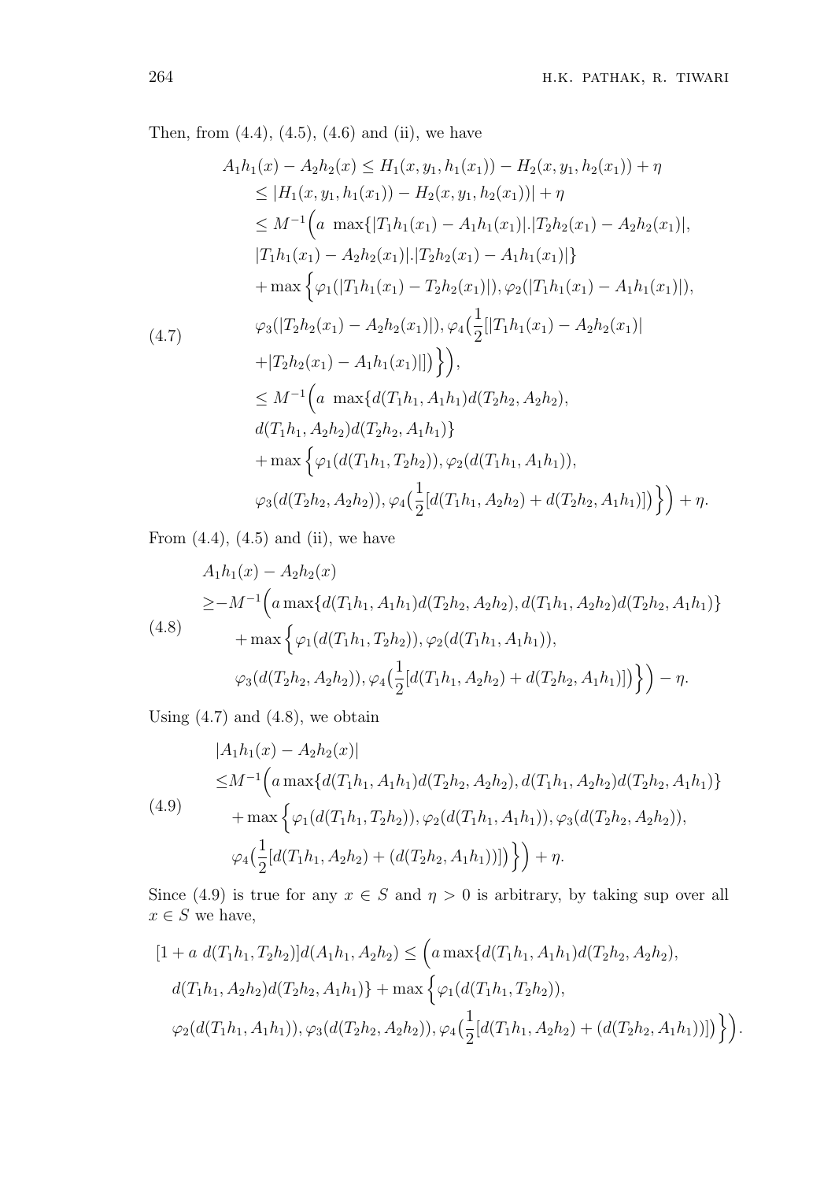Then, from (4.4), (4.5), (4.6) and (ii), we have

$$
\begin{aligned}
A_1h_1(x) - A_2h_2(x) &\le H_1(x, y_1, h_1(x_1)) - H_2(x, y_1, h_2(x_1)) + \eta \\
&\le |H_1(x, y_1, h_1(x_1)) - H_2(x, y_1, h_2(x_1))| + \eta \\
&\le M^{-1}\Big(a\ \max\{|T_1h_1(x_1) - A_1h_1(x_1)|.|T_2h_2(x_1) - A_2h_2(x_1)|, \\
&\quad |T_1h_1(x_1) - A_2h_2(x_1)|.|T_2h_2(x_1) - A_1h_1(x_1)|\} \\
&\quad + \max\Big\{\varphi_1(|T_1h_1(x_1) - T_2h_2(x_1)|), \varphi_2(|T_1h_1(x_1) - A_1h_1(x_1)|), \\
&\quad \varphi_3(|T_2h_2(x_1) - A_2h_2(x_1)|), \varphi_4\big(\frac{1}{2}[|T_1h_1(x_1) - A_2h_2(x_1)| \\
&\quad + |T_2h_2(x_1) - A_1h_1(x_1)|]\big)\Big\}\Big), \\
&\le M^{-1}\Big(a\ \max\{d(T_1h_1, A_1h_1)d(T_2h_2, A_2h_2), \\
&\quad d(T_1h_1, A_2h_2)d(T_2h_2, A_1h_1)\} \\
&\quad + \max\Big\{\varphi_1(d(T_1h_1, T_2h_2)), \varphi_2(d(T_1h_1, A_1h_1)), \\
&\quad \varphi_3(d(T_2h_2, A_2h_2)), \varphi_4\big(\frac{1}{2}[d(T_1h_1, A_2h_2) + d(T_2h_2, A_1h_1)]\big)\Big\}\Big) + \eta.
\end{aligned} \tag{4.7}
$$

From (4.4), (4.5) and (ii), we have

$$
\begin{aligned}
&A_1h_1(x) - A_2h_2(x) \\
&\ge -M^{-1}\Big(a \max\{d(T_1h_1, A_1h_1)d(T_2h_2, A_2h_2), d(T_1h_1, A_2h_2)d(T_2h_2, A_1h_1)\} \\
&\quad + \max\Big\{\varphi_1(d(T_1h_1, T_2h_2)), \varphi_2(d(T_1h_1, A_1h_1)), \\
&\quad \varphi_3(d(T_2h_2, A_2h_2)), \varphi_4\big(\frac{1}{2}[d(T_1h_1, A_2h_2) + d(T_2h_2, A_1h_1)]\big)\Big\}\Big) - \eta.
\end{aligned} \tag{4.8}
$$

Using (4.7) and (4.8), we obtain

$$
\begin{aligned}
&|A_1h_1(x) - A_2h_2(x)| \\
&\le M^{-1}\Big(a \max\{d(T_1h_1, A_1h_1)d(T_2h_2, A_2h_2), d(T_1h_1, A_2h_2)d(T_2h_2, A_1h_1)\} \\
&\quad + \max\Big\{\varphi_1(d(T_1h_1, T_2h_2)), \varphi_2(d(T_1h_1, A_1h_1)), \varphi_3(d(T_2h_2, A_2h_2)), \\
&\quad \varphi_4\big(\frac{1}{2}[d(T_1h_1, A_2h_2) + (d(T_2h_2, A_1h_1))]\big)\Big\}\Big) + \eta.
\end{aligned} \tag{4.9}
$$

Since (4.9) is true for any $x \in S$ and $\eta > 0$ is arbitrary, by taking sup over all $x \in S$ we have,

$$
\begin{aligned}
&[1 + a\ d(T_1h_1, T_2h_2)]d(A_1h_1, A_2h_2) \le \Big(a \max\{d(T_1h_1, A_1h_1)d(T_2h_2, A_2h_2), \\
&\quad d(T_1h_1, A_2h_2)d(T_2h_2, A_1h_1)\} + \max\Big\{\varphi_1(d(T_1h_1, T_2h_2)), \\
&\quad \varphi_2(d(T_1h_1, A_1h_1)), \varphi_3(d(T_2h_2, A_2h_2)), \varphi_4\big(\frac{1}{2}[d(T_1h_1, A_2h_2) + (d(T_2h_2, A_1h_1))]\big)\Big\}\Big).
\end{aligned}
$$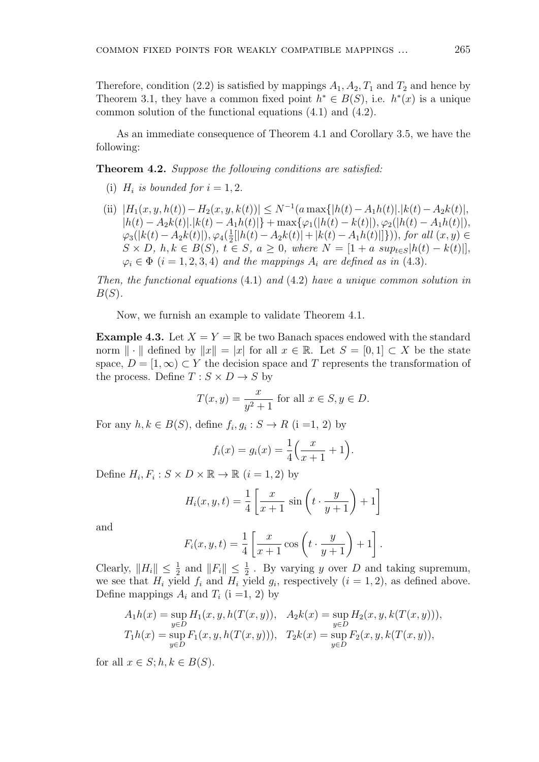Therefore, condition (2.2) is satisfied by mappings $A_1, A_2, T_1$ and $T_2$ and hence by Theorem 3.1, they have a common fixed point $h^* \in B(S)$, i.e. $h^*(x)$ is a unique common solution of the functional equations (4.1) and (4.2).

As an immediate consequence of Theorem 4.1 and Corollary 3.5, we have the following:

**Theorem 4.2.** *Suppose the following conditions are satisfied:*

(i) *$H_i$ is bounded for $i = 1, 2$.*

(ii) $|H_1(x, y, h(t)) - H_2(x, y, k(t))| \leq N^{-1}(a \max\{|h(t) - A_1h(t)|.|k(t) - A_2k(t)|, |h(t) - A_2k(t)|.|k(t) - A_1h(t)|\} + \max\{\varphi_1(|h(t) - k(t)|), \varphi_2(|h(t) - A_1h(t)|), \varphi_3(|k(t) - A_2k(t)|), \varphi_4(\frac{1}{2}[|h(t) - A_2k(t)| + |k(t) - A_1h(t)|]\}))$, *for all* $(x, y) \in S \times D$, $h, k \in B(S)$, $t \in S$, $a \geq 0$, *where* $N = [1 + a \ sup_{t \in S}|h(t) - k(t)|]$, $\varphi_i \in \Phi$ $(i = 1, 2, 3, 4)$ *and the mappings $A_i$ are defined as in* (4.3).

*Then, the functional equations* (4.1) *and* (4.2) *have a unique common solution in* $B(S)$.

Now, we furnish an example to validate Theorem 4.1.

**Example 4.3.** Let $X = Y = \mathbb{R}$ be two Banach spaces endowed with the standard norm $\| \cdot \|$ defined by $\|x\| = |x|$ for all $x \in \mathbb{R}$. Let $S = [0, 1] \subset X$ be the state space, $D = [1, \infty) \subset Y$ the decision space and $T$ represents the transformation of the process. Define $T : S \times D \to S$ by

$$T(x, y) = \frac{x}{y^2 + 1} \text{ for all } x \in S, y \in D.$$

For any $h, k \in B(S)$, define $f_i, g_i : S \to R$ (i =1, 2) by

$$f_i(x) = g_i(x) = \frac{1}{4}\Big(\frac{x}{x + 1} + 1\Big).$$

Define $H_i, F_i : S \times D \times \mathbb{R} \to \mathbb{R}$ $(i = 1, 2)$ by

$$H_i(x, y, t) = \frac{1}{4}\left[\frac{x}{x + 1} \sin\left(t \cdot \frac{y}{y + 1}\right) + 1\right]$$

and

$$F_i(x, y, t) = \frac{1}{4}\left[\frac{x}{x + 1} \cos\left(t \cdot \frac{y}{y + 1}\right) + 1\right].$$

Clearly, $\|H_i\| \leq \frac{1}{2}$ and $\|F_i\| \leq \frac{1}{2}$ . By varying $y$ over $D$ and taking supremum, we see that $H_i$ yield $f_i$ and $H_i$ yield $g_i$, respectively $(i = 1, 2)$, as defined above. Define mappings $A_i$ and $T_i$ (i =1, 2) by

$$A_1h(x) = \sup_{y \in D} H_1(x, y, h(T(x, y)), \quad A_2k(x) = \sup_{y \in D} H_2(x, y, k(T(x, y))),$$
$$T_1h(x) = \sup_{y \in D} F_1(x, y, h(T(x, y))), \quad T_2k(x) = \sup_{y \in D} F_2(x, y, k(T(x, y)),$$

for all $x \in S; h, k \in B(S)$.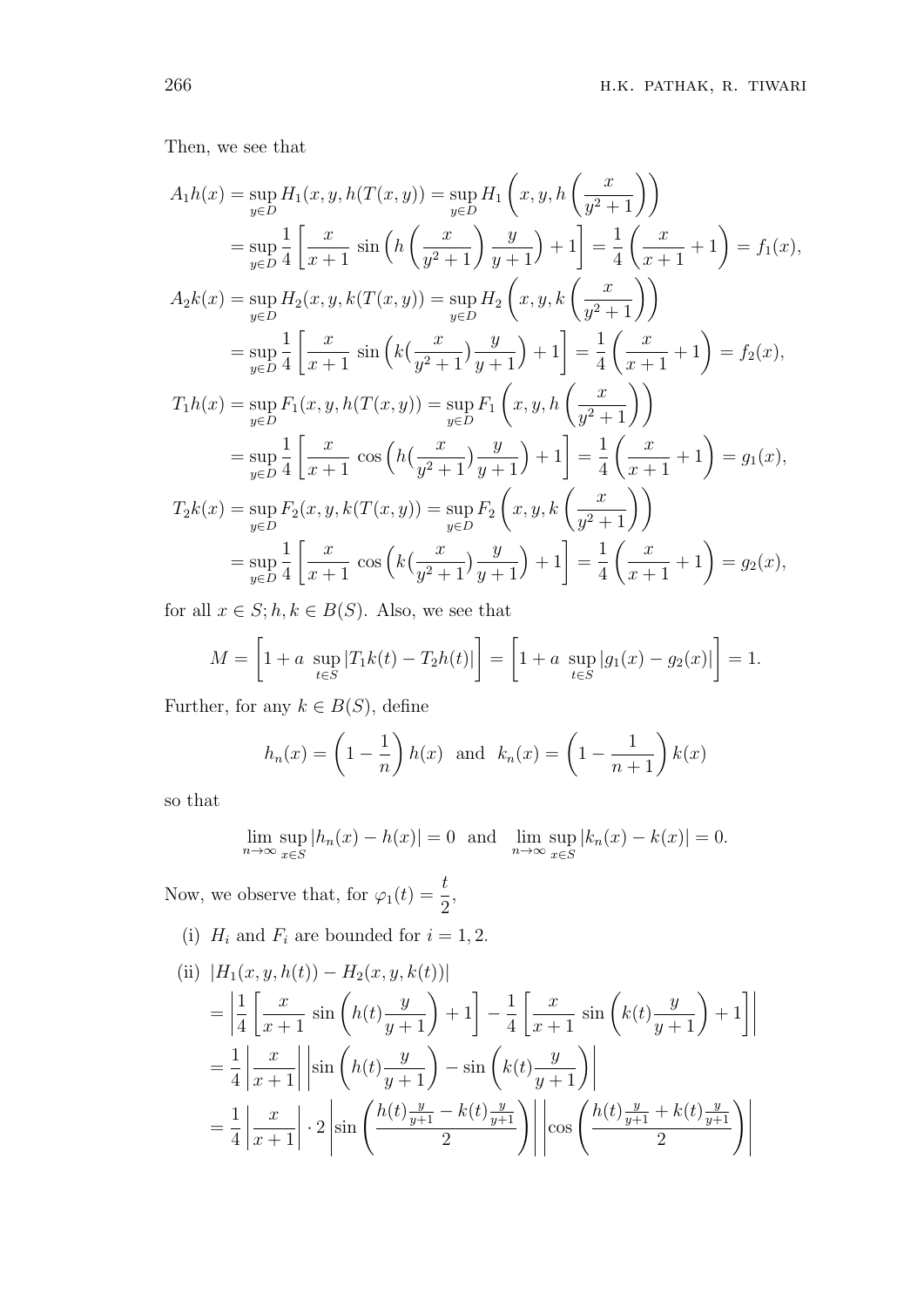Then, we see that

$$
\begin{aligned}
A_1h(x) &= \sup_{y\in D} H_1(x,y,h(T(x,y))) = \sup_{y\in D} H_1\left(x,y,h\left(\frac{x}{y^2+1}\right)\right) \\
&= \sup_{y\in D} \frac{1}{4}\left[\frac{x}{x+1}\ \sin\left(h\left(\frac{x}{y^2+1}\right)\frac{y}{y+1}\right)+1\right] = \frac{1}{4}\left(\frac{x}{x+1}+1\right) = f_1(x), \\
A_2k(x) &= \sup_{y\in D} H_2(x,y,k(T(x,y))) = \sup_{y\in D} H_2\left(x,y,k\left(\frac{x}{y^2+1}\right)\right) \\
&= \sup_{y\in D} \frac{1}{4}\left[\frac{x}{x+1}\ \sin\left(k\big(\frac{x}{y^2+1}\big)\frac{y}{y+1}\right)+1\right] = \frac{1}{4}\left(\frac{x}{x+1}+1\right) = f_2(x), \\
T_1h(x) &= \sup_{y\in D} F_1(x,y,h(T(x,y))) = \sup_{y\in D} F_1\left(x,y,h\left(\frac{x}{y^2+1}\right)\right) \\
&= \sup_{y\in D} \frac{1}{4}\left[\frac{x}{x+1}\ \cos\left(h\big(\frac{x}{y^2+1}\big)\frac{y}{y+1}\right)+1\right] = \frac{1}{4}\left(\frac{x}{x+1}+1\right) = g_1(x), \\
T_2k(x) &= \sup_{y\in D} F_2(x,y,k(T(x,y))) = \sup_{y\in D} F_2\left(x,y,k\left(\frac{x}{y^2+1}\right)\right) \\
&= \sup_{y\in D} \frac{1}{4}\left[\frac{x}{x+1}\ \cos\left(k\big(\frac{x}{y^2+1}\big)\frac{y}{y+1}\right)+1\right] = \frac{1}{4}\left(\frac{x}{x+1}+1\right) = g_2(x),
\end{aligned}
$$

for all $x \in S; h,k \in B(S)$. Also, we see that

$$
M = \left[1 + a\ \sup_{t\in S}|T_1k(t) - T_2h(t)|\right] = \left[1 + a\ \sup_{t\in S}|g_1(x) - g_2(x)|\right] = 1.
$$

Further, for any $k \in B(S)$, define

$$
h_n(x) = \left(1 - \frac{1}{n}\right)h(x) \quad \text{and} \quad k_n(x) = \left(1 - \frac{1}{n+1}\right)k(x)
$$

so that

$$
\lim_{n\to\infty}\sup_{x\in S}|h_n(x) - h(x)| = 0 \quad \text{and} \quad \lim_{n\to\infty}\sup_{x\in S}|k_n(x) - k(x)| = 0.
$$

Now, we observe that, for $\varphi_1(t) = \dfrac{t}{2}$,

(i) $H_i$ and $F_i$ are bounded for $i = 1, 2$.

(ii) $|H_1(x,y,h(t)) - H_2(x,y,k(t))|$

$$
\begin{aligned}
&= \left|\frac{1}{4}\left[\frac{x}{x+1}\ \sin\left(h(t)\frac{y}{y+1}\right)+1\right] - \frac{1}{4}\left[\frac{x}{x+1}\ \sin\left(k(t)\frac{y}{y+1}\right)+1\right]\right| \\
&= \frac{1}{4}\left|\frac{x}{x+1}\right|\left|\sin\left(h(t)\frac{y}{y+1}\right) - \sin\left(k(t)\frac{y}{y+1}\right)\right| \\
&= \frac{1}{4}\left|\frac{x}{x+1}\right|\cdot 2\left|\sin\left(\frac{h(t)\frac{y}{y+1} - k(t)\frac{y}{y+1}}{2}\right)\right|\left|\cos\left(\frac{h(t)\frac{y}{y+1} + k(t)\frac{y}{y+1}}{2}\right)\right|
\end{aligned}
$$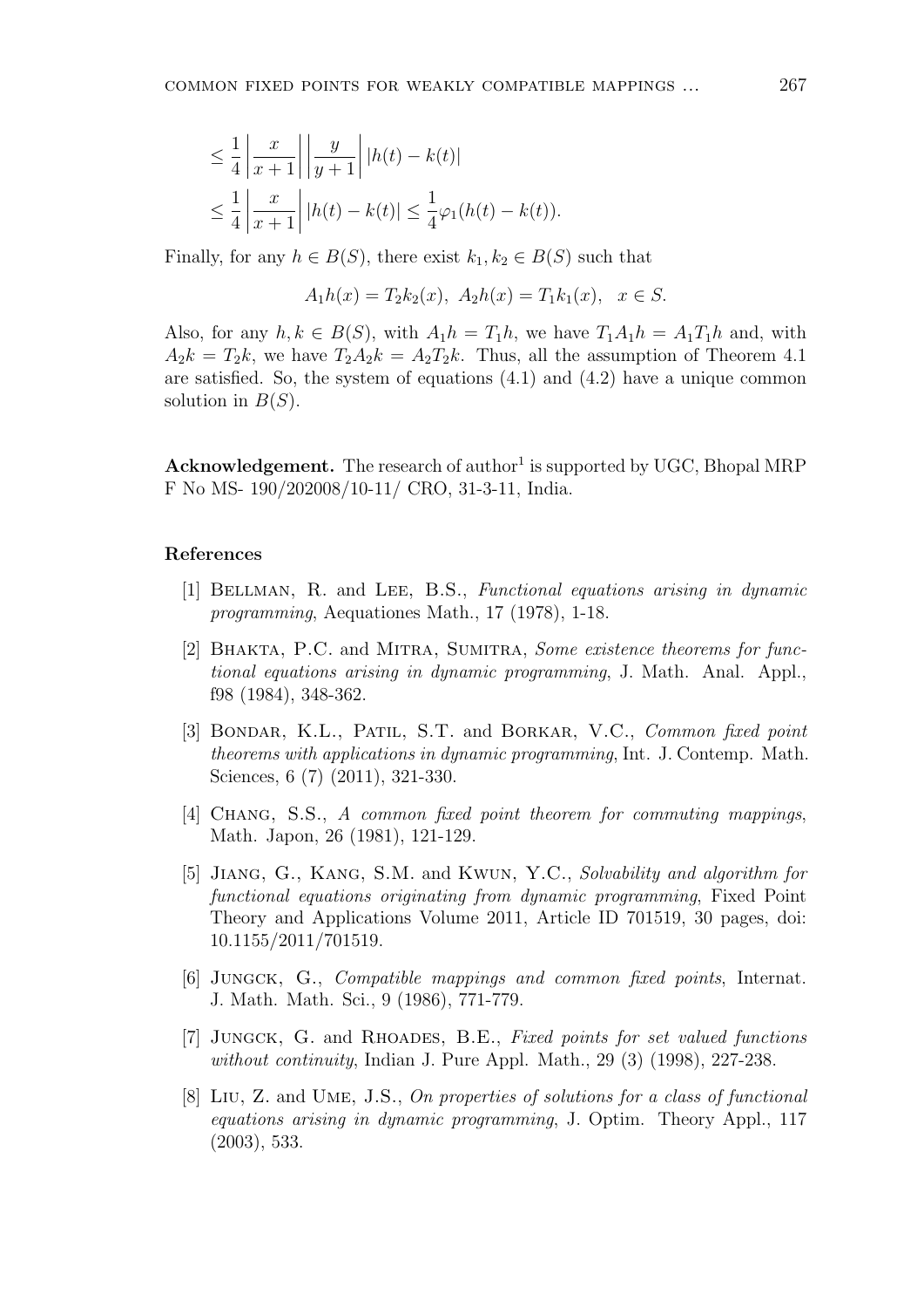$$\leq \frac{1}{4}\left|\frac{x}{x+1}\right|\left|\frac{y}{y+1}\right||h(t)-k(t)|$$
$$\leq \frac{1}{4}\left|\frac{x}{x+1}\right||h(t)-k(t)| \leq \frac{1}{4}\varphi_1(h(t)-k(t)).$$

Finally, for any $h \in B(S)$, there exist $k_1, k_2 \in B(S)$ such that

$$A_1h(x) = T_2k_2(x),\ A_2h(x) = T_1k_1(x), \quad x \in S.$$

Also, for any $h, k \in B(S)$, with $A_1h = T_1h$, we have $T_1A_1h = A_1T_1h$ and, with $A_2k = T_2k$, we have $T_2A_2k = A_2T_2k$. Thus, all the assumption of Theorem 4.1 are satisfied. So, the system of equations (4.1) and (4.2) have a unique common solution in $B(S)$.

**Acknowledgement.** The research of author[1] is supported by UGC, Bhopal MRP F No MS- 190/202008/10-11/ CRO, 31-3-11, India.

## References

[1] Bellman, R. and Lee, B.S., *Functional equations arising in dynamic programming*, Aequationes Math., 17 (1978), 1-18.

[2] Bhakta, P.C. and Mitra, Sumitra, *Some existence theorems for functional equations arising in dynamic programming*, J. Math. Anal. Appl., f98 (1984), 348-362.

[3] Bondar, K.L., Patil, S.T. and Borkar, V.C., *Common fixed point theorems with applications in dynamic programming*, Int. J. Contemp. Math. Sciences, 6 (7) (2011), 321-330.

[4] Chang, S.S., *A common fixed point theorem for commuting mappings*, Math. Japon, 26 (1981), 121-129.

[5] Jiang, G., Kang, S.M. and Kwun, Y.C., *Solvability and algorithm for functional equations originating from dynamic programming*, Fixed Point Theory and Applications Volume 2011, Article ID 701519, 30 pages, doi: 10.1155/2011/701519.

[6] Jungck, G., *Compatible mappings and common fixed points*, Internat. J. Math. Math. Sci., 9 (1986), 771-779.

[7] Jungck, G. and Rhoades, B.E., *Fixed points for set valued functions without continuity*, Indian J. Pure Appl. Math., 29 (3) (1998), 227-238.

[8] Liu, Z. and Ume, J.S., *On properties of solutions for a class of functional equations arising in dynamic programming*, J. Optim. Theory Appl., 117 (2003), 533.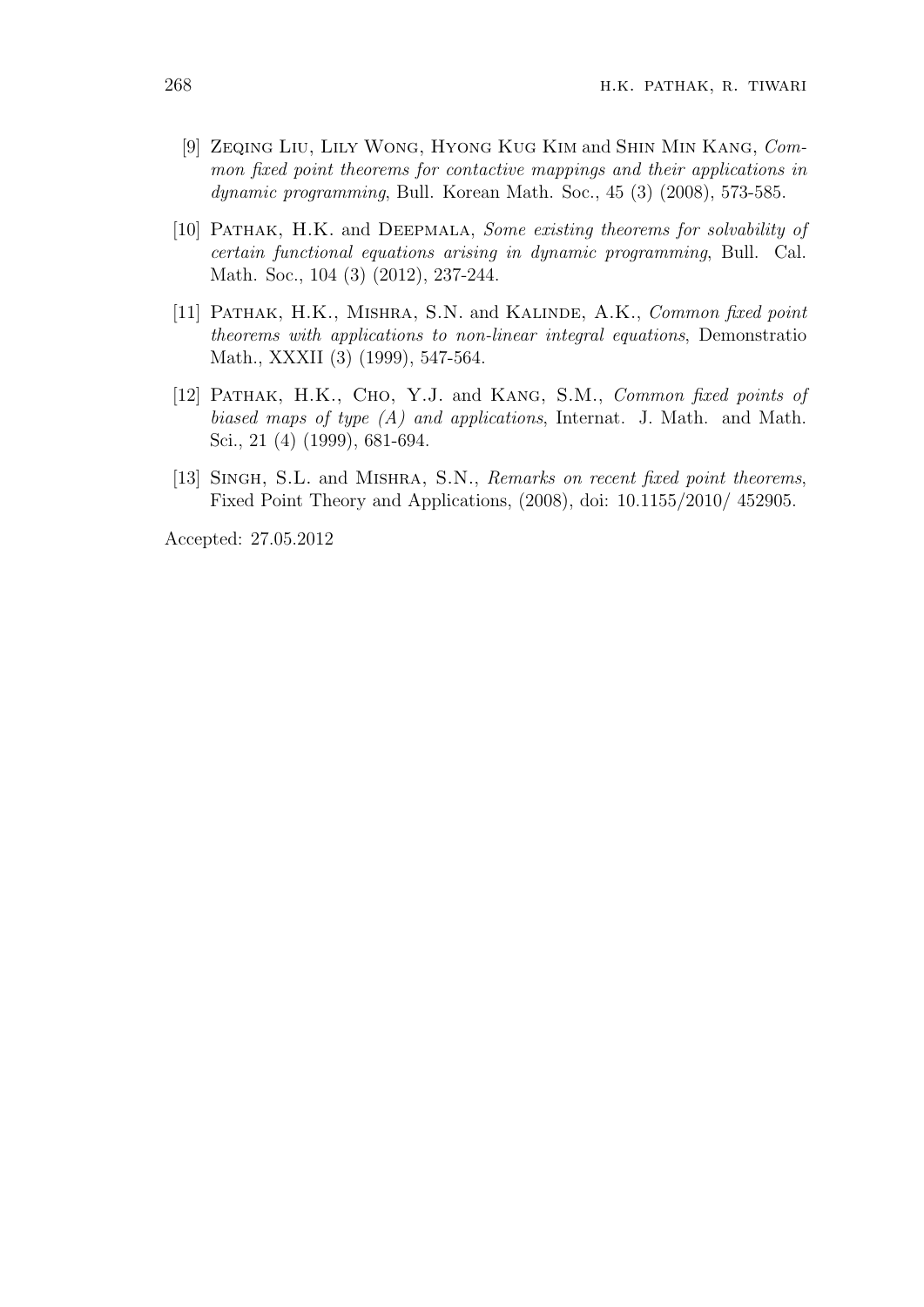[9] Zeqing Liu, Lily Wong, Hyong Kug Kim and Shin Min Kang, *Common fixed point theorems for contactive mappings and their applications in dynamic programming*, Bull. Korean Math. Soc., 45 (3) (2008), 573-585.

[10] Pathak, H.K. and Deepmala, *Some existing theorems for solvability of certain functional equations arising in dynamic programming*, Bull. Cal. Math. Soc., 104 (3) (2012), 237-244.

[11] Pathak, H.K., Mishra, S.N. and Kalinde, A.K., *Common fixed point theorems with applications to non-linear integral equations*, Demonstratio Math., XXXII (3) (1999), 547-564.

[12] Pathak, H.K., Cho, Y.J. and Kang, S.M., *Common fixed points of biased maps of type (A) and applications*, Internat. J. Math. and Math. Sci., 21 (4) (1999), 681-694.

[13] Singh, S.L. and Mishra, S.N., *Remarks on recent fixed point theorems*, Fixed Point Theory and Applications, (2008), doi: 10.1155/2010/ 452905.

Accepted: 27.05.2012